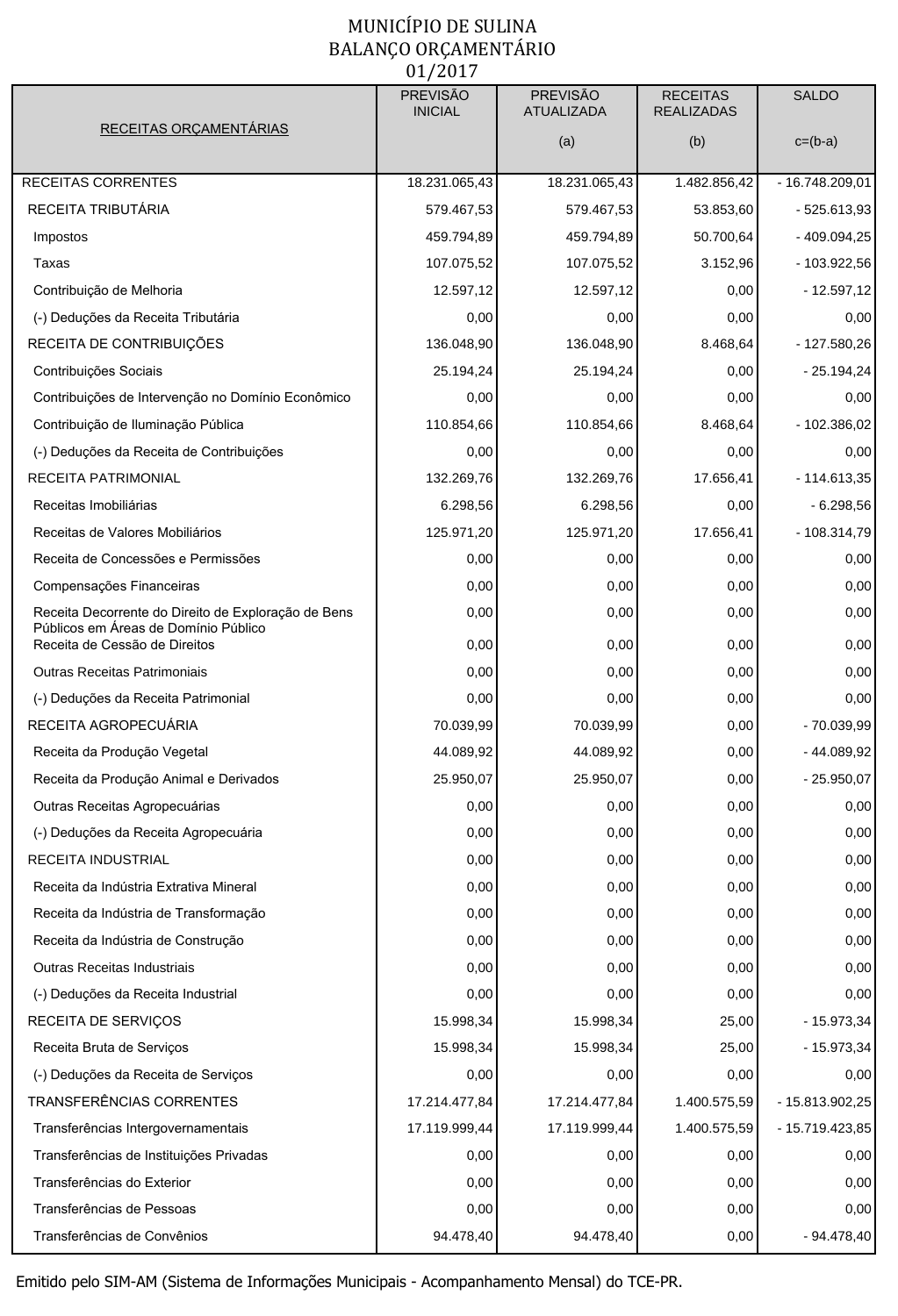# MUNICÍPIO DE SULINA
## BALANÇO ORÇAMENTÁRIO
### 01/2017

| RECEITAS ORÇAMENTÁRIAS | PREVISÃO INICIAL | PREVISÃO ATUALIZADA (a) | RECEITAS REALIZADAS (b) | SALDO c=(b-a) |
|---|---|---|---|---|
| RECEITAS CORRENTES | 18.231.065,43 | 18.231.065,43 | 1.482.856,42 | - 16.748.209,01 |
| RECEITA TRIBUTÁRIA | 579.467,53 | 579.467,53 | 53.853,60 | - 525.613,93 |
| Impostos | 459.794,89 | 459.794,89 | 50.700,64 | - 409.094,25 |
| Taxas | 107.075,52 | 107.075,52 | 3.152,96 | - 103.922,56 |
| Contribuição de Melhoria | 12.597,12 | 12.597,12 | 0,00 | - 12.597,12 |
| (-) Deduções da Receita Tributária | 0,00 | 0,00 | 0,00 | 0,00 |
| RECEITA DE CONTRIBUIÇÕES | 136.048,90 | 136.048,90 | 8.468,64 | - 127.580,26 |
| Contribuições Sociais | 25.194,24 | 25.194,24 | 0,00 | - 25.194,24 |
| Contribuições de Intervenção no Domínio Econômico | 0,00 | 0,00 | 0,00 | 0,00 |
| Contribuição de Iluminação Pública | 110.854,66 | 110.854,66 | 8.468,64 | - 102.386,02 |
| (-) Deduções da Receita de Contribuições | 0,00 | 0,00 | 0,00 | 0,00 |
| RECEITA PATRIMONIAL | 132.269,76 | 132.269,76 | 17.656,41 | - 114.613,35 |
| Receitas Imobiliárias | 6.298,56 | 6.298,56 | 0,00 | - 6.298,56 |
| Receitas de Valores Mobiliários | 125.971,20 | 125.971,20 | 17.656,41 | - 108.314,79 |
| Receita de Concessões e Permissões | 0,00 | 0,00 | 0,00 | 0,00 |
| Compensações Financeiras | 0,00 | 0,00 | 0,00 | 0,00 |
| Receita Decorrente do Direito de Exploração de Bens Públicos em Áreas de Domínio Público | 0,00 | 0,00 | 0,00 | 0,00 |
| Receita de Cessão de Direitos | 0,00 | 0,00 | 0,00 | 0,00 |
| Outras Receitas Patrimoniais | 0,00 | 0,00 | 0,00 | 0,00 |
| (-) Deduções da Receita Patrimonial | 0,00 | 0,00 | 0,00 | 0,00 |
| RECEITA AGROPECUÁRIA | 70.039,99 | 70.039,99 | 0,00 | - 70.039,99 |
| Receita da Produção Vegetal | 44.089,92 | 44.089,92 | 0,00 | - 44.089,92 |
| Receita da Produção Animal e Derivados | 25.950,07 | 25.950,07 | 0,00 | - 25.950,07 |
| Outras Receitas Agropecuárias | 0,00 | 0,00 | 0,00 | 0,00 |
| (-) Deduções da Receita Agropecuária | 0,00 | 0,00 | 0,00 | 0,00 |
| RECEITA INDUSTRIAL | 0,00 | 0,00 | 0,00 | 0,00 |
| Receita da Indústria Extrativa Mineral | 0,00 | 0,00 | 0,00 | 0,00 |
| Receita da Indústria de Transformação | 0,00 | 0,00 | 0,00 | 0,00 |
| Receita da Indústria de Construção | 0,00 | 0,00 | 0,00 | 0,00 |
| Outras Receitas Industriais | 0,00 | 0,00 | 0,00 | 0,00 |
| (-) Deduções da Receita Industrial | 0,00 | 0,00 | 0,00 | 0,00 |
| RECEITA DE SERVIÇOS | 15.998,34 | 15.998,34 | 25,00 | - 15.973,34 |
| Receita Bruta de Serviços | 15.998,34 | 15.998,34 | 25,00 | - 15.973,34 |
| (-) Deduções da Receita de Serviços | 0,00 | 0,00 | 0,00 | 0,00 |
| TRANSFERÊNCIAS CORRENTES | 17.214.477,84 | 17.214.477,84 | 1.400.575,59 | - 15.813.902,25 |
| Transferências Intergovernamentais | 17.119.999,44 | 17.119.999,44 | 1.400.575,59 | - 15.719.423,85 |
| Transferências de Instituições Privadas | 0,00 | 0,00 | 0,00 | 0,00 |
| Transferências do Exterior | 0,00 | 0,00 | 0,00 | 0,00 |
| Transferências de Pessoas | 0,00 | 0,00 | 0,00 | 0,00 |
| Transferências de Convênios | 94.478,40 | 94.478,40 | 0,00 | - 94.478,40 |

Emitido pelo SIM-AM (Sistema de Informações Municipais - Acompanhamento Mensal) do TCE-PR.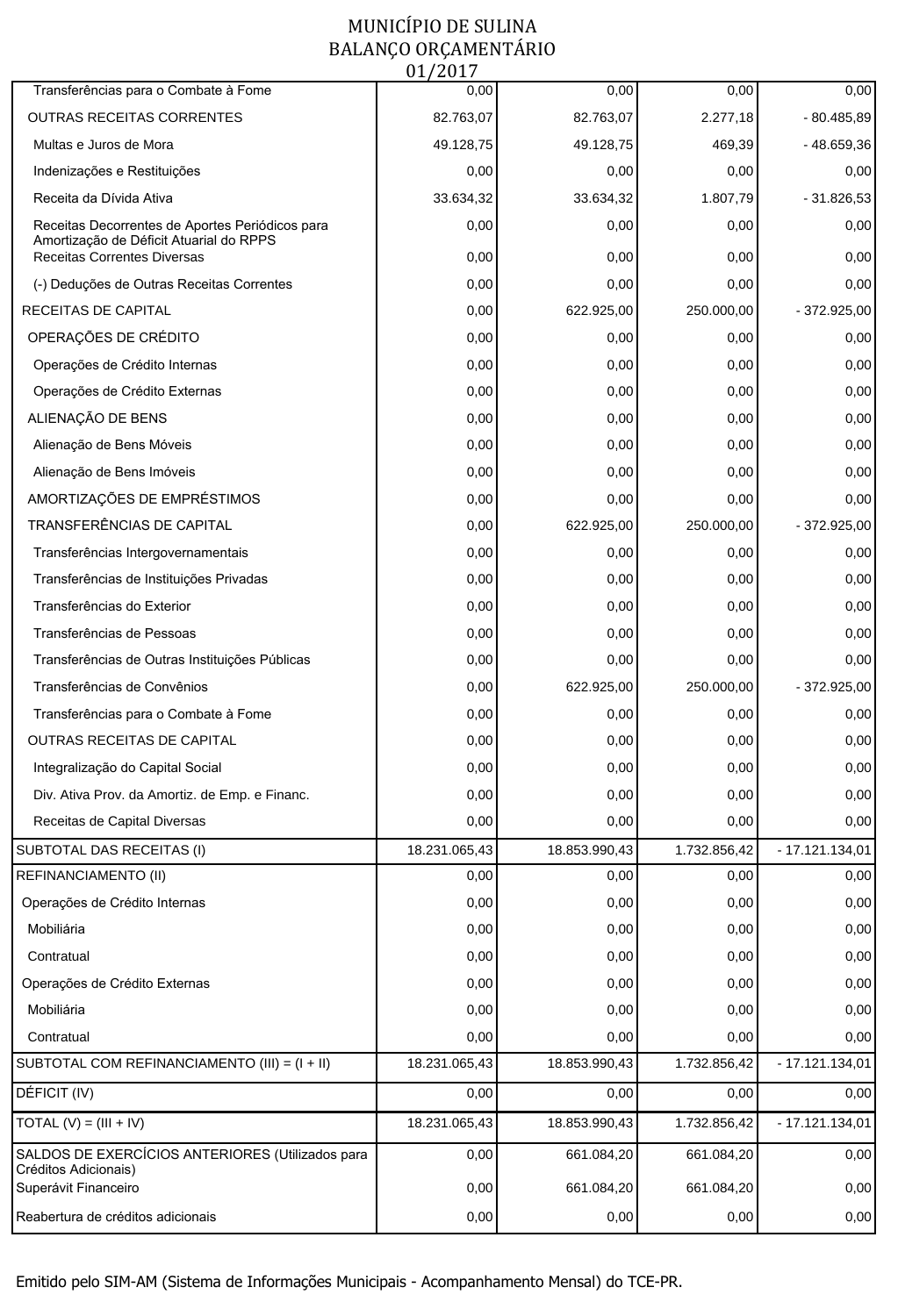# MUNICÍPIO DE SULINA
# BALANÇO ORÇAMENTÁRIO
# 01/2017

| | | | | |
|---|---|---|---|---|
| Transferências para o Combate à Fome | 0,00 | 0,00 | 0,00 | 0,00 |
| OUTRAS RECEITAS CORRENTES | 82.763,07 | 82.763,07 | 2.277,18 | - 80.485,89 |
| Multas e Juros de Mora | 49.128,75 | 49.128,75 | 469,39 | - 48.659,36 |
| Indenizações e Restituições | 0,00 | 0,00 | 0,00 | 0,00 |
| Receita da Dívida Ativa | 33.634,32 | 33.634,32 | 1.807,79 | - 31.826,53 |
| Receitas Decorrentes de Aportes Periódicos para Amortização de Déficit Atuarial do RPPS | 0,00 | 0,00 | 0,00 | 0,00 |
| Receitas Correntes Diversas | 0,00 | 0,00 | 0,00 | 0,00 |
| (-) Deduções de Outras Receitas Correntes | 0,00 | 0,00 | 0,00 | 0,00 |
| RECEITAS DE CAPITAL | 0,00 | 622.925,00 | 250.000,00 | - 372.925,00 |
| OPERAÇÕES DE CRÉDITO | 0,00 | 0,00 | 0,00 | 0,00 |
| Operações de Crédito Internas | 0,00 | 0,00 | 0,00 | 0,00 |
| Operações de Crédito Externas | 0,00 | 0,00 | 0,00 | 0,00 |
| ALIENAÇÃO DE BENS | 0,00 | 0,00 | 0,00 | 0,00 |
| Alienação de Bens Móveis | 0,00 | 0,00 | 0,00 | 0,00 |
| Alienação de Bens Imóveis | 0,00 | 0,00 | 0,00 | 0,00 |
| AMORTIZAÇÕES DE EMPRÉSTIMOS | 0,00 | 0,00 | 0,00 | 0,00 |
| TRANSFERÊNCIAS DE CAPITAL | 0,00 | 622.925,00 | 250.000,00 | - 372.925,00 |
| Transferências Intergovernamentais | 0,00 | 0,00 | 0,00 | 0,00 |
| Transferências de Instituições Privadas | 0,00 | 0,00 | 0,00 | 0,00 |
| Transferências do Exterior | 0,00 | 0,00 | 0,00 | 0,00 |
| Transferências de Pessoas | 0,00 | 0,00 | 0,00 | 0,00 |
| Transferências de Outras Instituições Públicas | 0,00 | 0,00 | 0,00 | 0,00 |
| Transferências de Convênios | 0,00 | 622.925,00 | 250.000,00 | - 372.925,00 |
| Transferências para o Combate à Fome | 0,00 | 0,00 | 0,00 | 0,00 |
| OUTRAS RECEITAS DE CAPITAL | 0,00 | 0,00 | 0,00 | 0,00 |
| Integralização do Capital Social | 0,00 | 0,00 | 0,00 | 0,00 |
| Div. Ativa Prov. da Amortiz. de Emp. e Financ. | 0,00 | 0,00 | 0,00 | 0,00 |
| Receitas de Capital Diversas | 0,00 | 0,00 | 0,00 | 0,00 |
| SUBTOTAL DAS RECEITAS (I) | 18.231.065,43 | 18.853.990,43 | 1.732.856,42 | - 17.121.134,01 |
| REFINANCIAMENTO (II) | 0,00 | 0,00 | 0,00 | 0,00 |
| Operações de Crédito Internas | 0,00 | 0,00 | 0,00 | 0,00 |
| Mobiliária | 0,00 | 0,00 | 0,00 | 0,00 |
| Contratual | 0,00 | 0,00 | 0,00 | 0,00 |
| Operações de Crédito Externas | 0,00 | 0,00 | 0,00 | 0,00 |
| Mobiliária | 0,00 | 0,00 | 0,00 | 0,00 |
| Contratual | 0,00 | 0,00 | 0,00 | 0,00 |
| SUBTOTAL COM REFINANCIAMENTO (III) = (I + II) | 18.231.065,43 | 18.853.990,43 | 1.732.856,42 | - 17.121.134,01 |
| DÉFICIT (IV) | 0,00 | 0,00 | 0,00 | 0,00 |
| TOTAL (V) = (III + IV) | 18.231.065,43 | 18.853.990,43 | 1.732.856,42 | - 17.121.134,01 |
| SALDOS DE EXERCÍCIOS ANTERIORES (Utilizados para Créditos Adicionais) | 0,00 | 661.084,20 | 661.084,20 | 0,00 |
| Superávit Financeiro | 0,00 | 661.084,20 | 661.084,20 | 0,00 |
| Reabertura de créditos adicionais | 0,00 | 0,00 | 0,00 | 0,00 |

Emitido pelo SIM-AM (Sistema de Informações Municipais - Acompanhamento Mensal) do TCE-PR.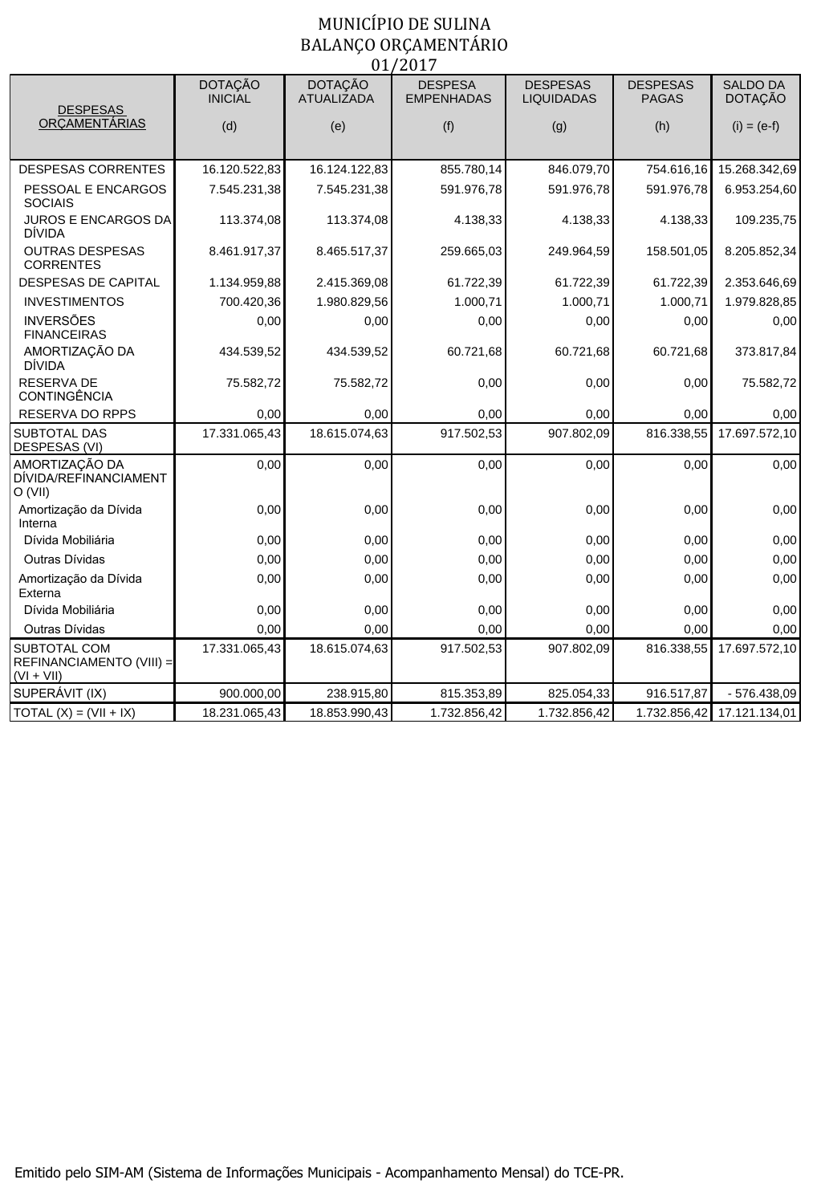# MUNICÍPIO DE SULINA
## BALANÇO ORÇAMENTÁRIO
## 01/2017

| DESPESAS ORÇAMENTÁRIAS | DOTAÇÃO INICIAL (d) | DOTAÇÃO ATUALIZADA (e) | DESPESA EMPENHADAS (f) | DESPESAS LIQUIDADAS (g) | DESPESAS PAGAS (h) | SALDO DA DOTAÇÃO (i) = (e-f) |
|---|---|---|---|---|---|---|
| DESPESAS CORRENTES | 16.120.522,83 | 16.124.122,83 | 855.780,14 | 846.079,70 | 754.616,16 | 15.268.342,69 |
| PESSOAL E ENCARGOS SOCIAIS | 7.545.231,38 | 7.545.231,38 | 591.976,78 | 591.976,78 | 591.976,78 | 6.953.254,60 |
| JUROS E ENCARGOS DA DÍVIDA | 113.374,08 | 113.374,08 | 4.138,33 | 4.138,33 | 4.138,33 | 109.235,75 |
| OUTRAS DESPESAS CORRENTES | 8.461.917,37 | 8.465.517,37 | 259.665,03 | 249.964,59 | 158.501,05 | 8.205.852,34 |
| DESPESAS DE CAPITAL | 1.134.959,88 | 2.415.369,08 | 61.722,39 | 61.722,39 | 61.722,39 | 2.353.646,69 |
| INVESTIMENTOS | 700.420,36 | 1.980.829,56 | 1.000,71 | 1.000,71 | 1.000,71 | 1.979.828,85 |
| INVERSÕES FINANCEIRAS | 0,00 | 0,00 | 0,00 | 0,00 | 0,00 | 0,00 |
| AMORTIZAÇÃO DA DÍVIDA | 434.539,52 | 434.539,52 | 60.721,68 | 60.721,68 | 60.721,68 | 373.817,84 |
| RESERVA DE CONTINGÊNCIA | 75.582,72 | 75.582,72 | 0,00 | 0,00 | 0,00 | 75.582,72 |
| RESERVA DO RPPS | 0,00 | 0,00 | 0,00 | 0,00 | 0,00 | 0,00 |
| SUBTOTAL DAS DESPESAS (VI) | 17.331.065,43 | 18.615.074,63 | 917.502,53 | 907.802,09 | 816.338,55 | 17.697.572,10 |
| AMORTIZAÇÃO DA DÍVIDA/REFINANCIAMENTO (VII) | 0,00 | 0,00 | 0,00 | 0,00 | 0,00 | 0,00 |
| Amortização da Dívida Interna | 0,00 | 0,00 | 0,00 | 0,00 | 0,00 | 0,00 |
| Dívida Mobiliária | 0,00 | 0,00 | 0,00 | 0,00 | 0,00 | 0,00 |
| Outras Dívidas | 0,00 | 0,00 | 0,00 | 0,00 | 0,00 | 0,00 |
| Amortização da Dívida Externa | 0,00 | 0,00 | 0,00 | 0,00 | 0,00 | 0,00 |
| Dívida Mobiliária | 0,00 | 0,00 | 0,00 | 0,00 | 0,00 | 0,00 |
| Outras Dívidas | 0,00 | 0,00 | 0,00 | 0,00 | 0,00 | 0,00 |
| SUBTOTAL COM REFINANCIAMENTO (VIII) = (VI + VII) | 17.331.065,43 | 18.615.074,63 | 917.502,53 | 907.802,09 | 816.338,55 | 17.697.572,10 |
| SUPERÁVIT (IX) | 900.000,00 | 238.915,80 | 815.353,89 | 825.054,33 | 916.517,87 | - 576.438,09 |
| TOTAL (X) = (VII + IX) | 18.231.065,43 | 18.853.990,43 | 1.732.856,42 | 1.732.856,42 | 1.732.856,42 | 17.121.134,01 |

Emitido pelo SIM-AM (Sistema de Informações Municipais - Acompanhamento Mensal) do TCE-PR.